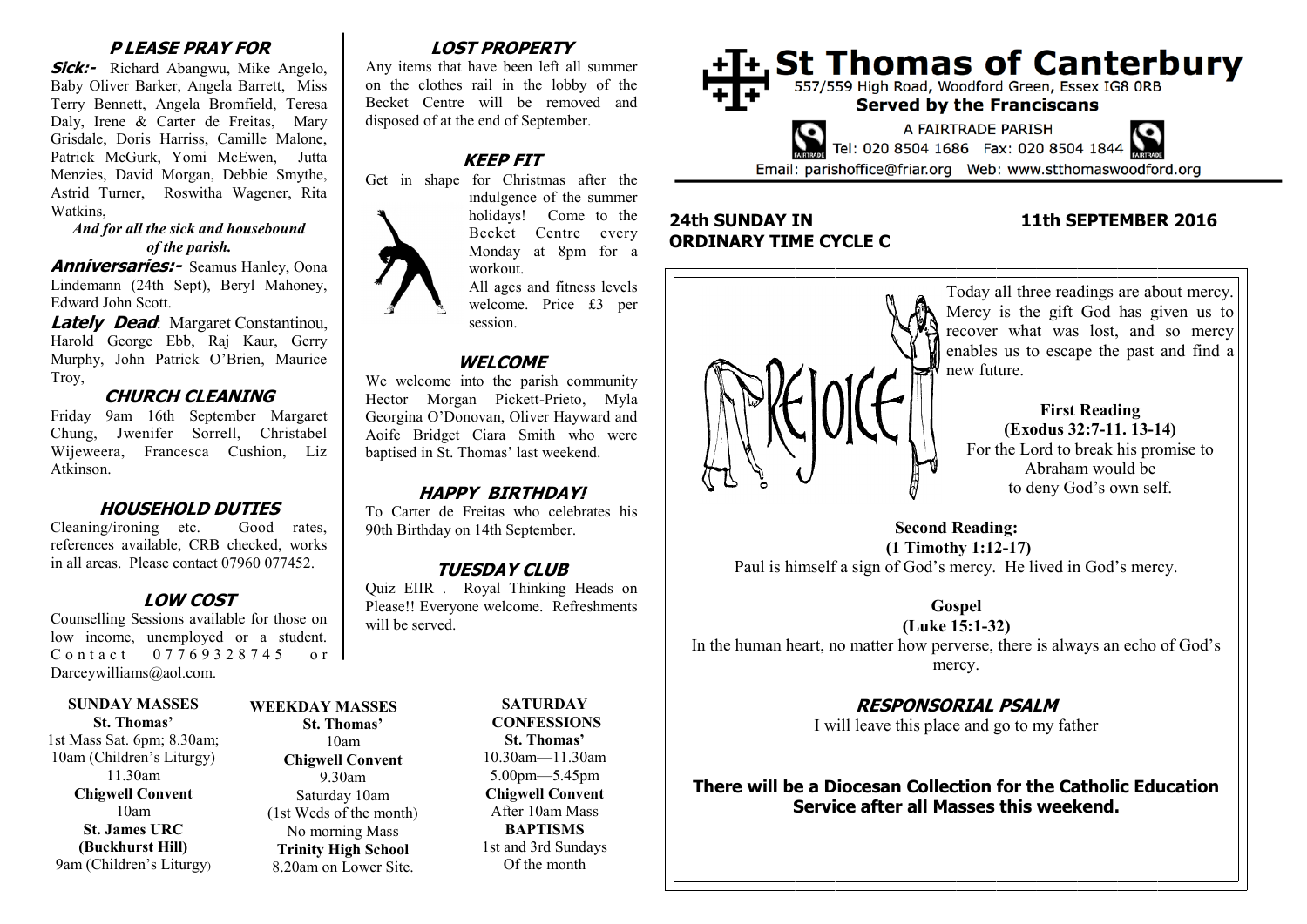# St Thomas of Canterbury

557/559 High Road, Woodford Green, Essex IG8 0RB

**Served by the Franciscans**

A FAIRTRADE PARISH

Tel: 020 8504 1686 Fax: 020 8504 1844

Email: parishoffice@friar.org Web: www.stthomaswoodford.org

**24th SUNDAY IN ORDINARY TIME CYCLE C** — **11th SEPTEMBER 2016**

Today all three readings are about mercy. Mercy is the gift God has given us to recover what was lost, and so mercy enables us to escape the past and find a new future.

**First Reading**
**(Exodus 32:7-11. 13-14)**
For the Lord to break his promise to Abraham would be to deny God's own self.

**Second Reading:**
**(1 Timothy 1:12-17)**
Paul is himself a sign of God's mercy. He lived in God's mercy.

**Gospel**
**(Luke 15:1-32)**
In the human heart, no matter how perverse, there is always an echo of God's mercy.

### RESPONSORIAL PSALM

I will leave this place and go to my father

**There will be a Diocesan Collection for the Catholic Education Service after all Masses this weekend.**

### PLEASE PRAY FOR

**Sick:-** Richard Abangwu, Mike Angelo, Baby Oliver Barker, Angela Barrett, Miss Terry Bennett, Angela Bromfield, Teresa Daly, Irene & Carter de Freitas, Mary Grisdale, Doris Harriss, Camille Malone, Patrick McGurk, Yomi McEwen, Jutta Menzies, David Morgan, Debbie Smythe, Astrid Turner, Roswitha Wagener, Rita Watkins,

*And for all the sick and housebound of the parish.*

**Anniversaries:-** Seamus Hanley, Oona Lindemann (24th Sept), Beryl Mahoney, Edward John Scott.

**Lately Dead**: Margaret Constantinou, Harold George Ebb, Raj Kaur, Gerry Murphy, John Patrick O'Brien, Maurice Troy,

### CHURCH CLEANING

Friday 9am 16th September Margaret Chung, Jwenifer Sorrell, Christabel Wijeweera, Francesca Cushion, Liz Atkinson.

### HOUSEHOLD DUTIES

Cleaning/ironing etc. Good rates, references available, CRB checked, works in all areas. Please contact 07960 077452.

### LOW COST

Counselling Sessions available for those on low income, unemployed or a student. Contact 07769328745 or Darceywilliams@aol.com.

### LOST PROPERTY

Any items that have been left all summer on the clothes rail in the lobby of the Becket Centre will be removed and disposed of at the end of September.

### KEEP FIT

Get in shape for Christmas after the indulgence of the summer holidays! Come to the Becket Centre every Monday at 8pm for a workout.
All ages and fitness levels welcome. Price £3 per session.

### WELCOME

We welcome into the parish community Hector Morgan Pickett-Prieto, Myla Georgina O'Donovan, Oliver Hayward and Aoife Bridget Ciara Smith who were baptised in St. Thomas' last weekend.

### HAPPY BIRTHDAY!

To Carter de Freitas who celebrates his 90th Birthday on 14th September.

### TUESDAY CLUB

Quiz EIIR . Royal Thinking Heads on Please!! Everyone welcome. Refreshments will be served.

**SUNDAY MASSES**
**St. Thomas'**
1st Mass Sat. 6pm; 8.30am; 10am (Children's Liturgy) 11.30am
**Chigwell Convent**
10am
**St. James URC (Buckhurst Hill)**
9am (Children's Liturgy)

**WEEKDAY MASSES**
**St. Thomas'**
10am
**Chigwell Convent**
9.30am
Saturday 10am
(1st Weds of the month)
No morning Mass
**Trinity High School**
8.20am on Lower Site.

**SATURDAY CONFESSIONS**
**St. Thomas'**
10.30am—11.30am
5.00pm—5.45pm
**Chigwell Convent**
After 10am Mass
**BAPTISMS**
1st and 3rd Sundays Of the month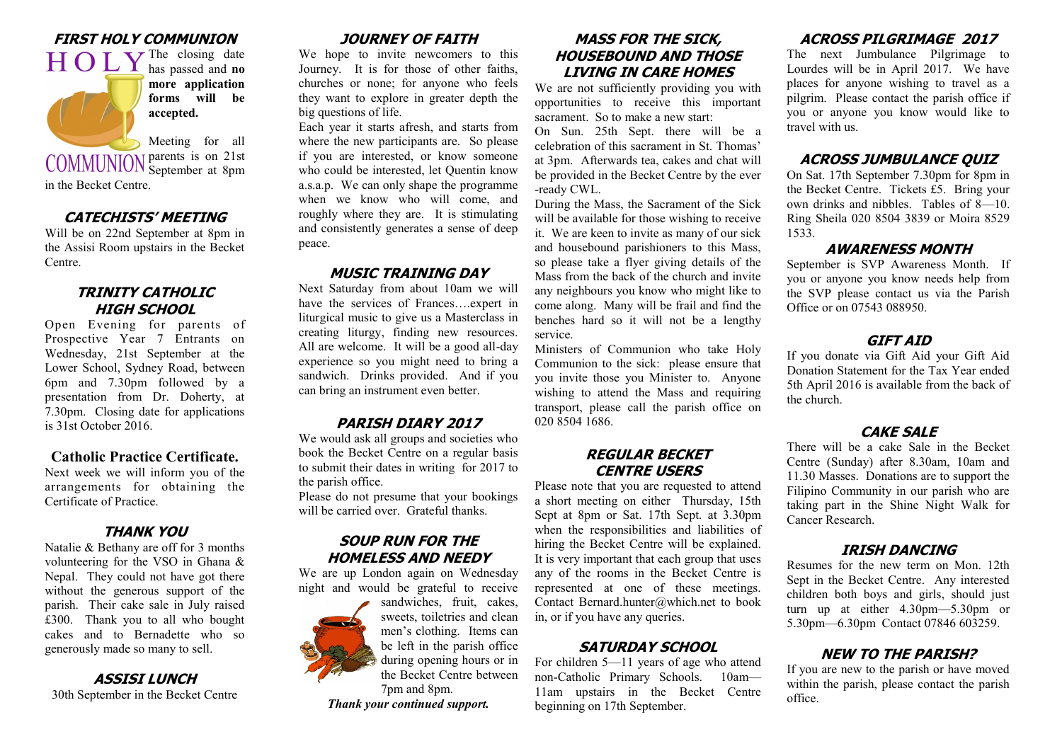## FIRST HOLY COMMUNION

HOLY COMMUNION

The closing date has passed and **no more application forms will be accepted.**

Meeting for all parents is on 21st September at 8pm in the Becket Centre.

## CATECHISTS' MEETING

Will be on 22nd September at 8pm in the Assisi Room upstairs in the Becket Centre.

## TRINITY CATHOLIC HIGH SCHOOL

Open Evening for parents of Prospective Year 7 Entrants on Wednesday, 21st September at the Lower School, Sydney Road, between 6pm and 7.30pm followed by a presentation from Dr. Doherty, at 7.30pm. Closing date for applications is 31st October 2016.

## Catholic Practice Certificate.

Next week we will inform you of the arrangements for obtaining the Certificate of Practice.

## THANK YOU

Natalie & Bethany are off for 3 months volunteering for the VSO in Ghana & Nepal. They could not have got there without the generous support of the parish. Their cake sale in July raised £300. Thank you to all who bought cakes and to Bernadette who so generously made so many to sell.

## ASSISI LUNCH

30th September in the Becket Centre

## JOURNEY OF FAITH

We hope to invite newcomers to this Journey. It is for those of other faiths, churches or none; for anyone who feels they want to explore in greater depth the big questions of life.

Each year it starts afresh, and starts from where the new participants are. So please if you are interested, or know someone who could be interested, let Quentin know a.s.a.p. We can only shape the programme when we know who will come, and roughly where they are. It is stimulating and consistently generates a sense of deep peace.

## MUSIC TRAINING DAY

Next Saturday from about 10am we will have the services of Frances….expert in liturgical music to give us a Masterclass in creating liturgy, finding new resources. All are welcome. It will be a good all-day experience so you might need to bring a sandwich. Drinks provided. And if you can bring an instrument even better.

## PARISH DIARY 2017

We would ask all groups and societies who book the Becket Centre on a regular basis to submit their dates in writing for 2017 to the parish office.

Please do not presume that your bookings will be carried over. Grateful thanks.

## SOUP RUN FOR THE HOMELESS AND NEEDY

We are up London again on Wednesday night and would be grateful to receive sandwiches, fruit, cakes, sweets, toiletries and clean men's clothing. Items can be left in the parish office during opening hours or in the Becket Centre between 7pm and 8pm.

***Thank your continued support.***

## MASS FOR THE SICK, HOUSEBOUND AND THOSE LIVING IN CARE HOMES

We are not sufficiently providing you with opportunities to receive this important sacrament. So to make a new start:

On Sun. 25th Sept. there will be a celebration of this sacrament in St. Thomas' at 3pm. Afterwards tea, cakes and chat will be provided in the Becket Centre by the ever-ready CWL.

During the Mass, the Sacrament of the Sick will be available for those wishing to receive it. We are keen to invite as many of our sick and housebound parishioners to this Mass, so please take a flyer giving details of the Mass from the back of the church and invite any neighbours you know who might like to come along. Many will be frail and find the benches hard so it will not be a lengthy service.

Ministers of Communion who take Holy Communion to the sick: please ensure that you invite those you Minister to. Anyone wishing to attend the Mass and requiring transport, please call the parish office on 020 8504 1686.

## REGULAR BECKET CENTRE USERS

Please note that you are requested to attend a short meeting on either Thursday, 15th Sept at 8pm or Sat. 17th Sept. at 3.30pm when the responsibilities and liabilities of hiring the Becket Centre will be explained. It is very important that each group that uses any of the rooms in the Becket Centre is represented at one of these meetings. Contact Bernard.hunter@which.net to book in, or if you have any queries.

## SATURDAY SCHOOL

For children 5—11 years of age who attend non-Catholic Primary Schools. 10am—11am upstairs in the Becket Centre beginning on 17th September.

## ACROSS PILGRIMAGE 2017

The next Jumbulance Pilgrimage to Lourdes will be in April 2017. We have places for anyone wishing to travel as a pilgrim. Please contact the parish office if you or anyone you know would like to travel with us.

## ACROSS JUMBULANCE QUIZ

On Sat. 17th September 7.30pm for 8pm in the Becket Centre. Tickets £5. Bring your own drinks and nibbles. Tables of 8—10. Ring Sheila 020 8504 3839 or Moira 8529 1533.

## AWARENESS MONTH

September is SVP Awareness Month. If you or anyone you know needs help from the SVP please contact us via the Parish Office or on 07543 088950.

## GIFT AID

If you donate via Gift Aid your Gift Aid Donation Statement for the Tax Year ended 5th April 2016 is available from the back of the church.

## CAKE SALE

There will be a cake Sale in the Becket Centre (Sunday) after 8.30am, 10am and 11.30 Masses. Donations are to support the Filipino Community in our parish who are taking part in the Shine Night Walk for Cancer Research.

## IRISH DANCING

Resumes for the new term on Mon. 12th Sept in the Becket Centre. Any interested children both boys and girls, should just turn up at either 4.30pm—5.30pm or 5.30pm—6.30pm Contact 07846 603259.

## NEW TO THE PARISH?

If you are new to the parish or have moved within the parish, please contact the parish office.